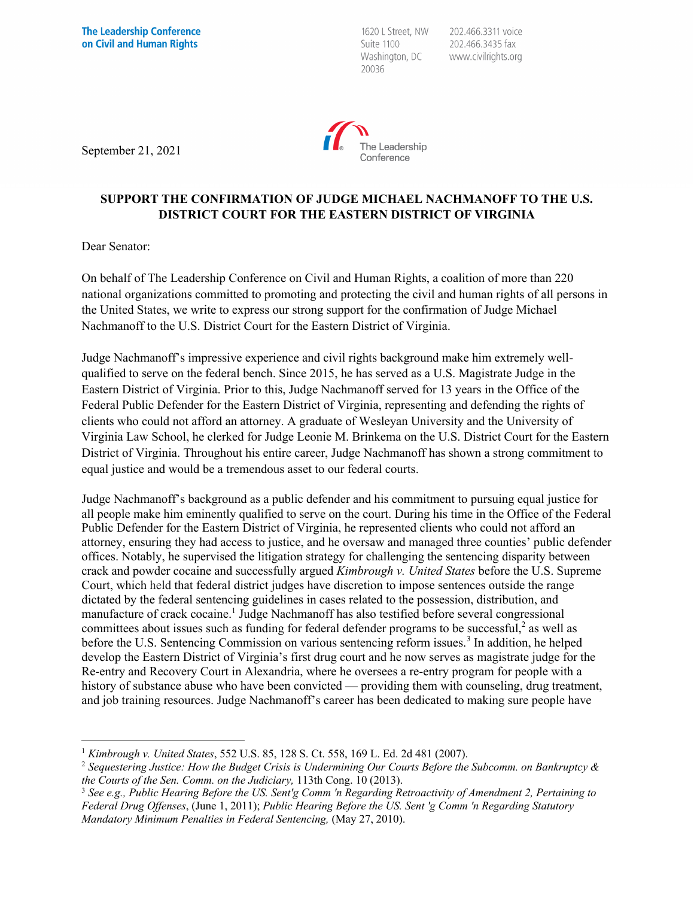**The Leadership Conference on Civil and Human Rights**

1620 L Street, NW
Suite 1100
Washington, DC
20036

202.466.3311 voice
202.466.3435 fax
www.civilrights.org

The Leadership Conference

September 21, 2021

**SUPPORT THE CONFIRMATION OF JUDGE MICHAEL NACHMANOFF TO THE U.S. DISTRICT COURT FOR THE EASTERN DISTRICT OF VIRGINIA**

Dear Senator:

On behalf of The Leadership Conference on Civil and Human Rights, a coalition of more than 220 national organizations committed to promoting and protecting the civil and human rights of all persons in the United States, we write to express our strong support for the confirmation of Judge Michael Nachmanoff to the U.S. District Court for the Eastern District of Virginia.

Judge Nachmanoff's impressive experience and civil rights background make him extremely well-qualified to serve on the federal bench. Since 2015, he has served as a U.S. Magistrate Judge in the Eastern District of Virginia. Prior to this, Judge Nachmanoff served for 13 years in the Office of the Federal Public Defender for the Eastern District of Virginia, representing and defending the rights of clients who could not afford an attorney. A graduate of Wesleyan University and the University of Virginia Law School, he clerked for Judge Leonie M. Brinkema on the U.S. District Court for the Eastern District of Virginia. Throughout his entire career, Judge Nachmanoff has shown a strong commitment to equal justice and would be a tremendous asset to our federal courts.

Judge Nachmanoff's background as a public defender and his commitment to pursuing equal justice for all people make him eminently qualified to serve on the court. During his time in the Office of the Federal Public Defender for the Eastern District of Virginia, he represented clients who could not afford an attorney, ensuring they had access to justice, and he oversaw and managed three counties' public defender offices. Notably, he supervised the litigation strategy for challenging the sentencing disparity between crack and powder cocaine and successfully argued *Kimbrough v. United States* before the U.S. Supreme Court, which held that federal district judges have discretion to impose sentences outside the range dictated by the federal sentencing guidelines in cases related to the possession, distribution, and manufacture of crack cocaine.[1] Judge Nachmanoff has also testified before several congressional committees about issues such as funding for federal defender programs to be successful,[2] as well as before the U.S. Sentencing Commission on various sentencing reform issues.[3] In addition, he helped develop the Eastern District of Virginia's first drug court and he now serves as magistrate judge for the Re-entry and Recovery Court in Alexandria, where he oversees a re-entry program for people with a history of substance abuse who have been convicted — providing them with counseling, drug treatment, and job training resources. Judge Nachmanoff's career has been dedicated to making sure people have

---

[1] *Kimbrough v. United States*, 552 U.S. 85, 128 S. Ct. 558, 169 L. Ed. 2d 481 (2007).

[2] *Sequestering Justice: How the Budget Crisis is Undermining Our Courts Before the Subcomm. on Bankruptcy & the Courts of the Sen. Comm. on the Judiciary,* 113th Cong. 10 (2013).

[3] *See e.g., Public Hearing Before the US. Sent'g Comm 'n Regarding Retroactivity of Amendment 2, Pertaining to Federal Drug Offenses*, (June 1, 2011); *Public Hearing Before the US. Sent 'g Comm 'n Regarding Statutory Mandatory Minimum Penalties in Federal Sentencing,* (May 27, 2010).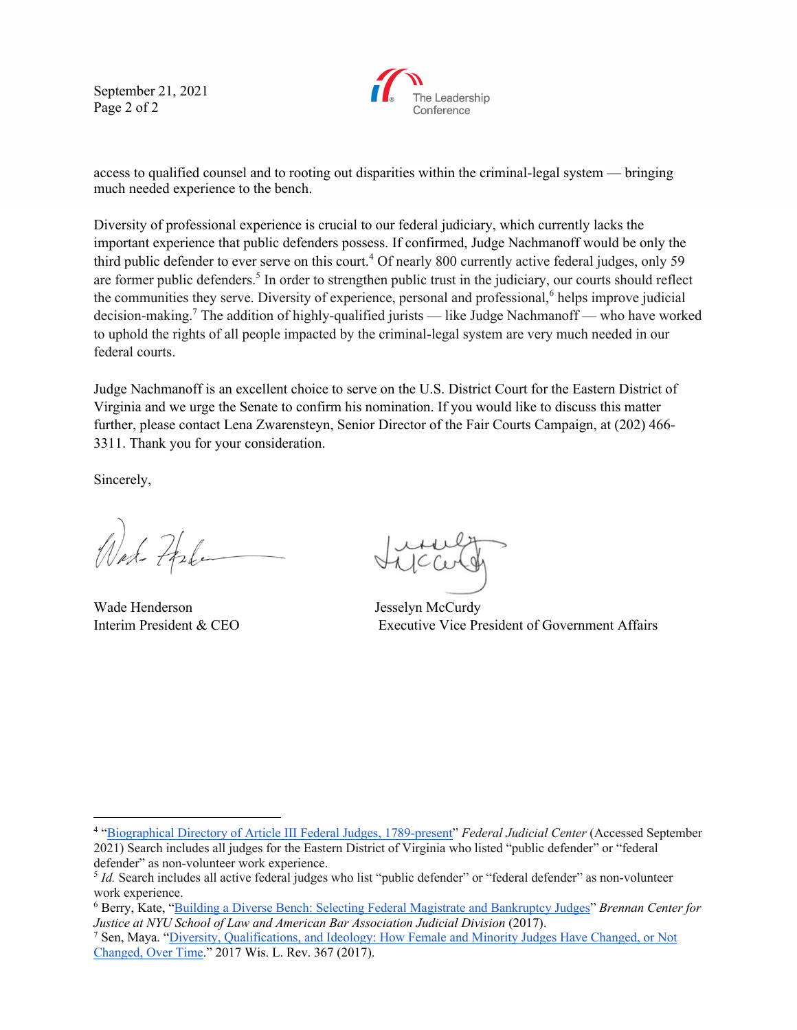access to qualified counsel and to rooting out disparities within the criminal-legal system — bringing much needed experience to the bench.

Diversity of professional experience is crucial to our federal judiciary, which currently lacks the important experience that public defenders possess. If confirmed, Judge Nachmanoff would be only the third public defender to ever serve on this court.[4] Of nearly 800 currently active federal judges, only 59 are former public defenders.[5] In order to strengthen public trust in the judiciary, our courts should reflect the communities they serve. Diversity of experience, personal and professional,[6] helps improve judicial decision-making.[7] The addition of highly-qualified jurists — like Judge Nachmanoff — who have worked to uphold the rights of all people impacted by the criminal-legal system are very much needed in our federal courts.

Judge Nachmanoff is an excellent choice to serve on the U.S. District Court for the Eastern District of Virginia and we urge the Senate to confirm his nomination. If you would like to discuss this matter further, please contact Lena Zwarensteyn, Senior Director of the Fair Courts Campaign, at (202) 466-3311. Thank you for your consideration.

Sincerely,

Wade Henderson
Interim President & CEO

Jesselyn McCurdy
Executive Vice President of Government Affairs

---

[4] "Biographical Directory of Article III Federal Judges, 1789-present" *Federal Judicial Center* (Accessed September 2021) Search includes all judges for the Eastern District of Virginia who listed "public defender" or "federal defender" as non-volunteer work experience.

[5] *Id.* Search includes all active federal judges who list "public defender" or "federal defender" as non-volunteer work experience.

[6] Berry, Kate, "Building a Diverse Bench: Selecting Federal Magistrate and Bankruptcy Judges" *Brennan Center for Justice at NYU School of Law and American Bar Association Judicial Division* (2017).

[7] Sen, Maya. "Diversity, Qualifications, and Ideology: How Female and Minority Judges Have Changed, or Not Changed, Over Time." 2017 Wis. L. Rev. 367 (2017).